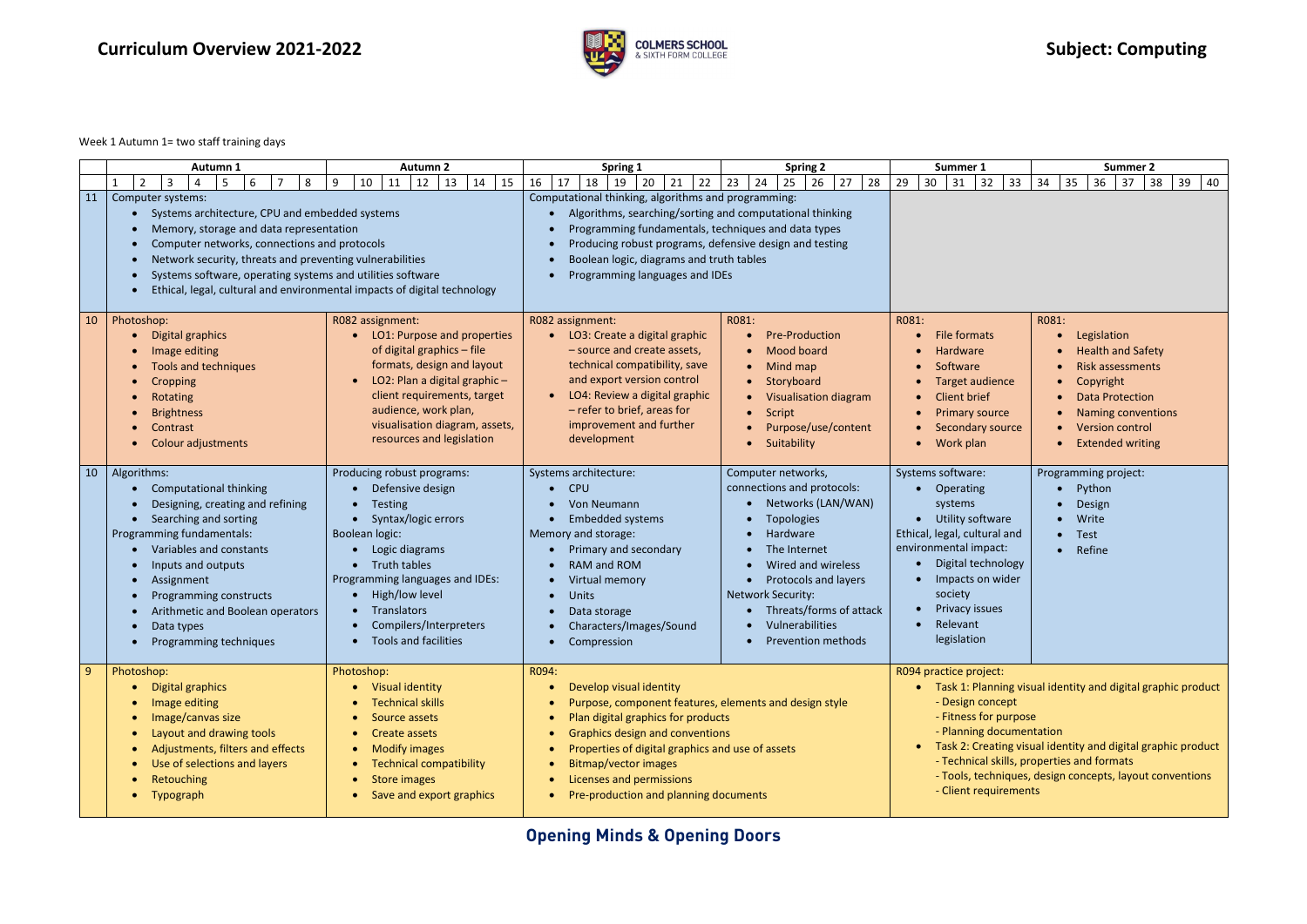# Curriculum Overview 2021-2022

COLMERS SCHOOL & SIXTH FORM COLLEGE

# Subject: Computing

Week 1 Autumn 1= two staff training days

| | Autumn 1 (Weeks 1–8) | Autumn 2 (Weeks 9–15) | Spring 1 (Weeks 16–22) | Spring 2 (Weeks 23–28) | Summer 1 (Weeks 29–33) | Summer 2 (Weeks 34–40) |
|---|---|---|---|---|---|---|
| 11 | Computer systems:<br>• Systems architecture, CPU and embedded systems<br>• Memory, storage and data representation<br>• Computer networks, connections and protocols<br>• Network security, threats and preventing vulnerabilities<br>• Systems software, operating systems and utilities software<br>• Ethical, legal, cultural and environmental impacts of digital technology | | Computational thinking, algorithms and programming:<br>• Algorithms, searching/sorting and computational thinking<br>• Programming fundamentals, techniques and data types<br>• Producing robust programs, defensive design and testing<br>• Boolean logic, diagrams and truth tables<br>• Programming languages and IDEs | | | |
| 10 | Photoshop:<br>• Digital graphics<br>• Image editing<br>• Tools and techniques<br>• Cropping<br>• Rotating<br>• Brightness<br>• Contrast<br>• Colour adjustments | R082 assignment:<br>• LO1: Purpose and properties of digital graphics – file formats, design and layout<br>• LO2: Plan a digital graphic – client requirements, target audience, work plan, visualisation diagram, assets, resources and legislation | R082 assignment:<br>• LO3: Create a digital graphic – source and create assets, technical compatibility, save and export version control<br>• LO4: Review a digital graphic – refer to brief, areas for improvement and further development | R081:<br>• Pre-Production<br>• Mood board<br>• Mind map<br>• Storyboard<br>• Visualisation diagram<br>• Script<br>• Purpose/use/content<br>• Suitability | R081:<br>• File formats<br>• Hardware<br>• Software<br>• Target audience<br>• Client brief<br>• Primary source<br>• Secondary source<br>• Work plan | R081:<br>• Legislation<br>• Health and Safety<br>• Risk assessments<br>• Copyright<br>• Data Protection<br>• Naming conventions<br>• Version control<br>• Extended writing |
| 10 | Algorithms:<br>• Computational thinking<br>• Designing, creating and refining<br>• Searching and sorting<br>Programming fundamentals:<br>• Variables and constants<br>• Inputs and outputs<br>• Assignment<br>• Programming constructs<br>• Arithmetic and Boolean operators<br>• Data types<br>• Programming techniques | Producing robust programs:<br>• Defensive design<br>• Testing<br>• Syntax/logic errors<br>Boolean logic:<br>• Logic diagrams<br>• Truth tables<br>Programming languages and IDEs:<br>• High/low level<br>• Translators<br>• Compilers/Interpreters<br>• Tools and facilities | Systems architecture:<br>• CPU<br>• Von Neumann<br>• Embedded systems<br>Memory and storage:<br>• Primary and secondary<br>• RAM and ROM<br>• Virtual memory<br>• Units<br>• Data storage<br>• Characters/Images/Sound<br>• Compression | Computer networks, connections and protocols:<br>• Networks (LAN/WAN)<br>• Topologies<br>• Hardware<br>• The Internet<br>• Wired and wireless<br>• Protocols and layers<br>Network Security:<br>• Threats/forms of attack<br>• Vulnerabilities<br>• Prevention methods | Systems software:<br>• Operating systems<br>• Utility software<br>Ethical, legal, cultural and environmental impact:<br>• Digital technology<br>• Impacts on wider society<br>• Privacy issues<br>• Relevant legislation | Programming project:<br>• Python<br>• Design<br>• Write<br>• Test<br>• Refine |
| 9 | Photoshop:<br>• Digital graphics<br>• Image editing<br>• Image/canvas size<br>• Layout and drawing tools<br>• Adjustments, filters and effects<br>• Use of selections and layers<br>• Retouching<br>• Typograph | Photoshop:<br>• Visual identity<br>• Technical skills<br>• Source assets<br>• Create assets<br>• Modify images<br>• Technical compatibility<br>• Store images<br>• Save and export graphics | R094:<br>• Develop visual identity<br>• Purpose, component features, elements and design style<br>• Plan digital graphics for products<br>• Graphics design and conventions<br>• Properties of digital graphics and use of assets<br>• Bitmap/vector images<br>• Licenses and permissions<br>• Pre-production and planning documents | | R094 practice project:<br>• Task 1: Planning visual identity and digital graphic product<br>- Design concept<br>- Fitness for purpose<br>- Planning documentation<br>• Task 2: Creating visual identity and digital graphic product<br>- Technical skills, properties and formats<br>- Tools, techniques, design concepts, layout conventions<br>- Client requirements | |

**Opening Minds & Opening Doors**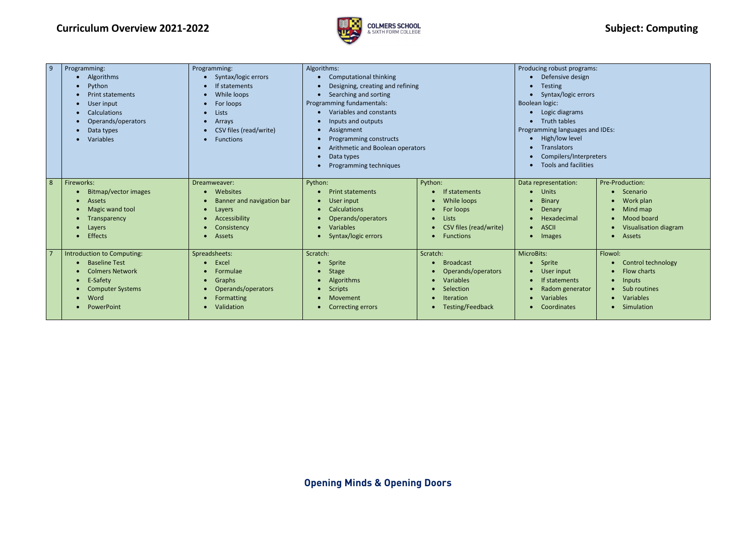| | | | | | | |
|---|---|---|---|---|---|---|
| 9 | Programming:<br>• Algorithms<br>• Python<br>• Print statements<br>• User input<br>• Calculations<br>• Operands/operators<br>• Data types<br>• Variables | Programming:<br>• Syntax/logic errors<br>• If statements<br>• While loops<br>• For loops<br>• Lists<br>• Arrays<br>• CSV files (read/write)<br>• Functions | Algorithms:<br>• Computational thinking<br>• Designing, creating and refining<br>• Searching and sorting<br>Programming fundamentals:<br>• Variables and constants<br>• Inputs and outputs<br>• Assignment<br>• Programming constructs<br>• Arithmetic and Boolean operators<br>• Data types<br>• Programming techniques | | Producing robust programs:<br>• Defensive design<br>• Testing<br>• Syntax/logic errors<br>Boolean logic:<br>• Logic diagrams<br>• Truth tables<br>Programming languages and IDEs:<br>• High/low level<br>• Translators<br>• Compilers/Interpreters<br>• Tools and facilities | |
| 8 | Fireworks:<br>• Bitmap/vector images<br>• Assets<br>• Magic wand tool<br>• Transparency<br>• Layers<br>• Effects | Dreamweaver:<br>• Websites<br>• Banner and navigation bar<br>• Layers<br>• Accessibility<br>• Consistency<br>• Assets | Python:<br>• Print statements<br>• User input<br>• Calculations<br>• Operands/operators<br>• Variables<br>• Syntax/logic errors | Python:<br>• If statements<br>• While loops<br>• For loops<br>• Lists<br>• CSV files (read/write)<br>• Functions | Data representation:<br>• Units<br>• Binary<br>• Denary<br>• Hexadecimal<br>• ASCII<br>• Images | Pre-Production:<br>• Scenario<br>• Work plan<br>• Mind map<br>• Mood board<br>• Visualisation diagram<br>• Assets |
| 7 | Introduction to Computing:<br>• Baseline Test<br>• Colmers Network<br>• E-Safety<br>• Computer Systems<br>• Word<br>• PowerPoint | Spreadsheets:<br>• Excel<br>• Formulae<br>• Graphs<br>• Operands/operators<br>• Formatting<br>• Validation | Scratch:<br>• Sprite<br>• Stage<br>• Algorithms<br>• Scripts<br>• Movement<br>• Correcting errors | Scratch:<br>• Broadcast<br>• Operands/operators<br>• Variables<br>• Selection<br>• Iteration<br>• Testing/Feedback | MicroBits:<br>• Sprite<br>• User input<br>• If statements<br>• Radom generator<br>• Variables<br>• Coordinates | Flowol:<br>• Control technology<br>• Flow charts<br>• Inputs<br>• Sub routines<br>• Variables<br>• Simulation |